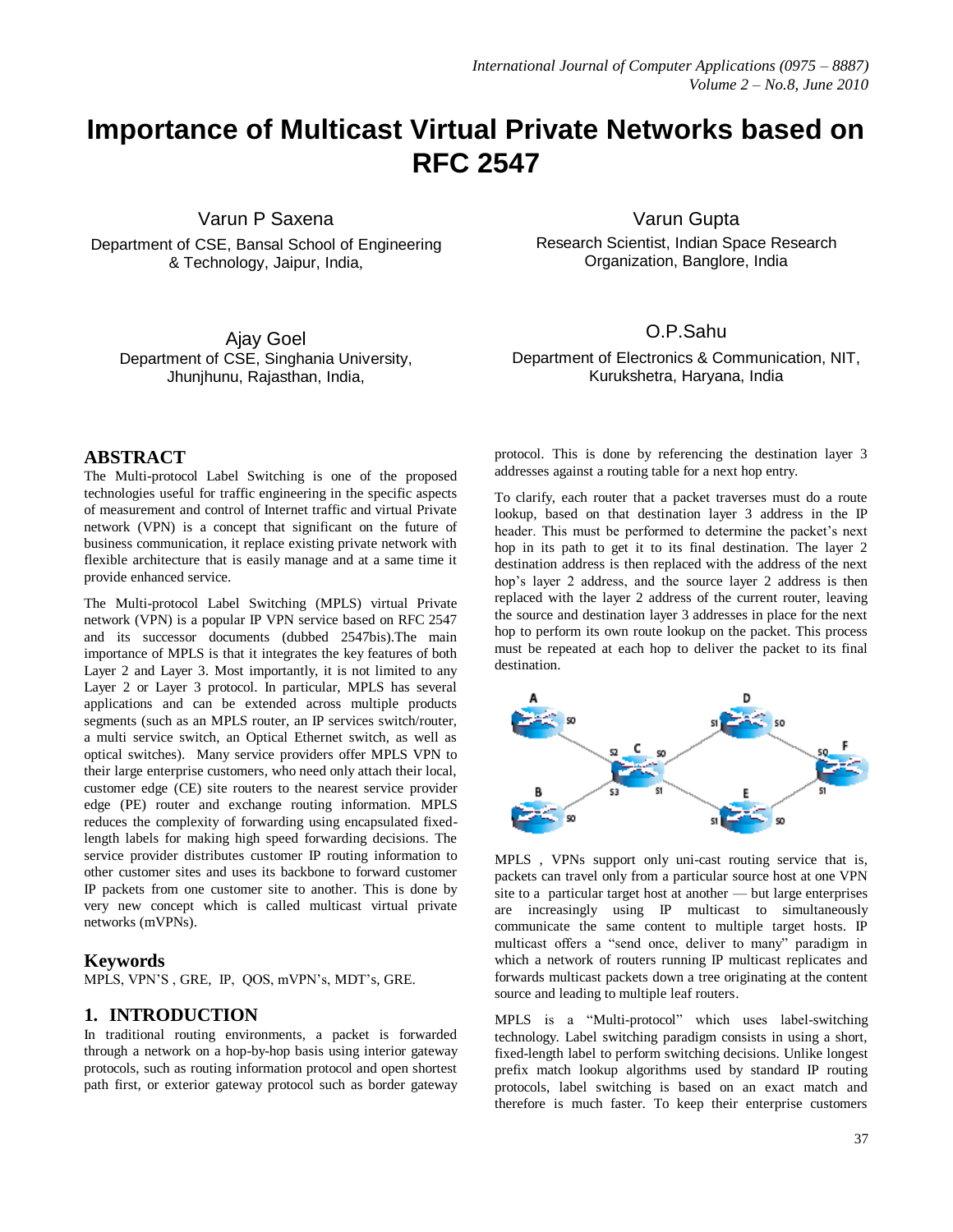# Importance of Multicast Virtual Private Networks based on RFC 2547

Varun P Saxena
Department of CSE, Bansal School of Engineering & Technology, Jaipur, India,

Varun Gupta
Research Scientist, Indian Space Research Organization, Banglore, India

Ajay Goel
Department of CSE, Singhania University, Jhunjhunu, Rajasthan, India,

O.P.Sahu
Department of Electronics & Communication, NIT, Kurukshetra, Haryana, India

## ABSTRACT

The Multi-protocol Label Switching is one of the proposed technologies useful for traffic engineering in the specific aspects of measurement and control of Internet traffic and virtual Private network (VPN) is a concept that significant on the future of business communication, it replace existing private network with flexible architecture that is easily manage and at a same time it provide enhanced service.

The Multi-protocol Label Switching (MPLS) virtual Private network (VPN) is a popular IP VPN service based on RFC 2547 and its successor documents (dubbed 2547bis).The main importance of MPLS is that it integrates the key features of both Layer 2 and Layer 3. Most importantly, it is not limited to any Layer 2 or Layer 3 protocol. In particular, MPLS has several applications and can be extended across multiple products segments (such as an MPLS router, an IP services switch/router, a multi service switch, an Optical Ethernet switch, as well as optical switches). Many service providers offer MPLS VPN to their large enterprise customers, who need only attach their local, customer edge (CE) site routers to the nearest service provider edge (PE) router and exchange routing information. MPLS reduces the complexity of forwarding using encapsulated fixed-length labels for making high speed forwarding decisions. The service provider distributes customer IP routing information to other customer sites and uses its backbone to forward customer IP packets from one customer site to another. This is done by very new concept which is called multicast virtual private networks (mVPNs).

## Keywords

MPLS, VPN'S , GRE, IP, QOS, mVPN's, MDT's, GRE.

## 1. INTRODUCTION

In traditional routing environments, a packet is forwarded through a network on a hop-by-hop basis using interior gateway protocols, such as routing information protocol and open shortest path first, or exterior gateway protocol such as border gateway protocol. This is done by referencing the destination layer 3 addresses against a routing table for a next hop entry.

To clarify, each router that a packet traverses must do a route lookup, based on that destination layer 3 address in the IP header. This must be performed to determine the packet's next hop in its path to get it to its final destination. The layer 2 destination address is then replaced with the address of the next hop's layer 2 address, and the source layer 2 address is then replaced with the layer 2 address of the current router, leaving the source and destination layer 3 addresses in place for the next hop to perform its own route lookup on the packet. This process must be repeated at each hop to deliver the packet to its final destination.

MPLS , VPNs support only uni-cast routing service that is, packets can travel only from a particular source host at one VPN site to a particular target host at another — but large enterprises are increasingly using IP multicast to simultaneously communicate the same content to multiple target hosts. IP multicast offers a "send once, deliver to many" paradigm in which a network of routers running IP multicast replicates and forwards multicast packets down a tree originating at the content source and leading to multiple leaf routers.

MPLS is a "Multi-protocol" which uses label-switching technology. Label switching paradigm consists in using a short, fixed-length label to perform switching decisions. Unlike longest prefix match lookup algorithms used by standard IP routing protocols, label switching is based on an exact match and therefore is much faster. To keep their enterprise customers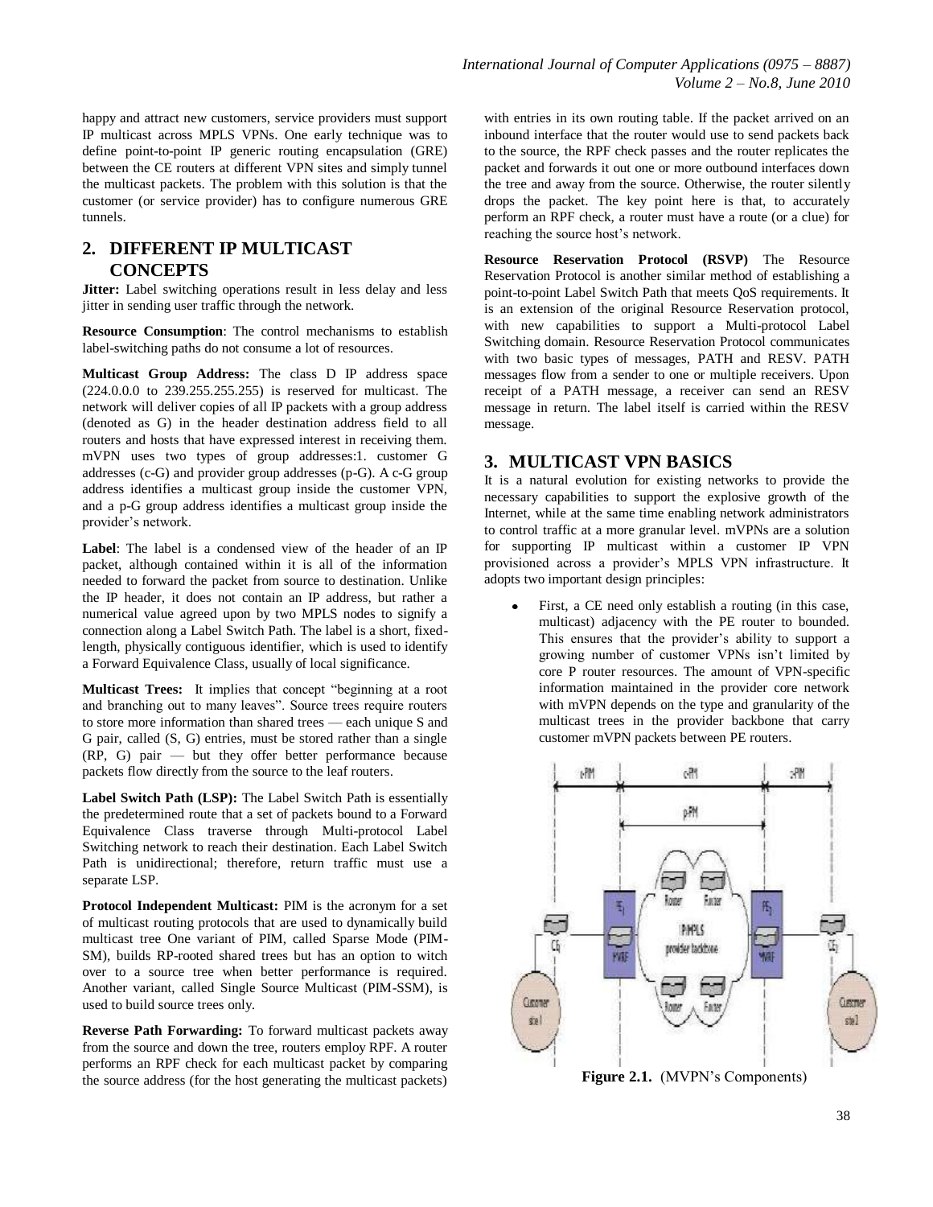happy and attract new customers, service providers must support IP multicast across MPLS VPNs. One early technique was to define point-to-point IP generic routing encapsulation (GRE) between the CE routers at different VPN sites and simply tunnel the multicast packets. The problem with this solution is that the customer (or service provider) has to configure numerous GRE tunnels.

## 2. DIFFERENT IP MULTICAST CONCEPTS

**Jitter:** Label switching operations result in less delay and less jitter in sending user traffic through the network.

**Resource Consumption**: The control mechanisms to establish label-switching paths do not consume a lot of resources.

**Multicast Group Address:** The class D IP address space (224.0.0.0 to 239.255.255.255) is reserved for multicast. The network will deliver copies of all IP packets with a group address (denoted as G) in the header destination address field to all routers and hosts that have expressed interest in receiving them. mVPN uses two types of group addresses:1. customer G addresses (c-G) and provider group addresses (p-G). A c-G group address identifies a multicast group inside the customer VPN, and a p-G group address identifies a multicast group inside the provider's network.

**Label**: The label is a condensed view of the header of an IP packet, although contained within it is all of the information needed to forward the packet from source to destination. Unlike the IP header, it does not contain an IP address, but rather a numerical value agreed upon by two MPLS nodes to signify a connection along a Label Switch Path. The label is a short, fixed-length, physically contiguous identifier, which is used to identify a Forward Equivalence Class, usually of local significance.

**Multicast Trees:** It implies that concept "beginning at a root and branching out to many leaves". Source trees require routers to store more information than shared trees — each unique S and G pair, called (S, G) entries, must be stored rather than a single (RP, G) pair — but they offer better performance because packets flow directly from the source to the leaf routers.

**Label Switch Path (LSP):** The Label Switch Path is essentially the predetermined route that a set of packets bound to a Forward Equivalence Class traverse through Multi-protocol Label Switching network to reach their destination. Each Label Switch Path is unidirectional; therefore, return traffic must use a separate LSP.

**Protocol Independent Multicast:** PIM is the acronym for a set of multicast routing protocols that are used to dynamically build multicast tree One variant of PIM, called Sparse Mode (PIM-SM), builds RP-rooted shared trees but has an option to witch over to a source tree when better performance is required. Another variant, called Single Source Multicast (PIM-SSM), is used to build source trees only.

**Reverse Path Forwarding:** To forward multicast packets away from the source and down the tree, routers employ RPF. A router performs an RPF check for each multicast packet by comparing the source address (for the host generating the multicast packets) with entries in its own routing table. If the packet arrived on an inbound interface that the router would use to send packets back to the source, the RPF check passes and the router replicates the packet and forwards it out one or more outbound interfaces down the tree and away from the source. Otherwise, the router silently drops the packet. The key point here is that, to accurately perform an RPF check, a router must have a route (or a clue) for reaching the source host's network.

**Resource Reservation Protocol (RSVP)** The Resource Reservation Protocol is another similar method of establishing a point-to-point Label Switch Path that meets QoS requirements. It is an extension of the original Resource Reservation protocol, with new capabilities to support a Multi-protocol Label Switching domain. Resource Reservation Protocol communicates with two basic types of messages, PATH and RESV. PATH messages flow from a sender to one or multiple receivers. Upon receipt of a PATH message, a receiver can send an RESV message in return. The label itself is carried within the RESV message.

## 3. MULTICAST VPN BASICS

It is a natural evolution for existing networks to provide the necessary capabilities to support the explosive growth of the Internet, while at the same time enabling network administrators to control traffic at a more granular level. mVPNs are a solution for supporting IP multicast within a customer IP VPN provisioned across a provider's MPLS VPN infrastructure. It adopts two important design principles:

- First, a CE need only establish a routing (in this case, multicast) adjacency with the PE router to bounded. This ensures that the provider's ability to support a growing number of customer VPNs isn't limited by core P router resources. The amount of VPN-specific information maintained in the provider core network with mVPN depends on the type and granularity of the multicast trees in the provider backbone that carry customer mVPN packets between PE routers.

**Figure 2.1.** (MVPN's Components)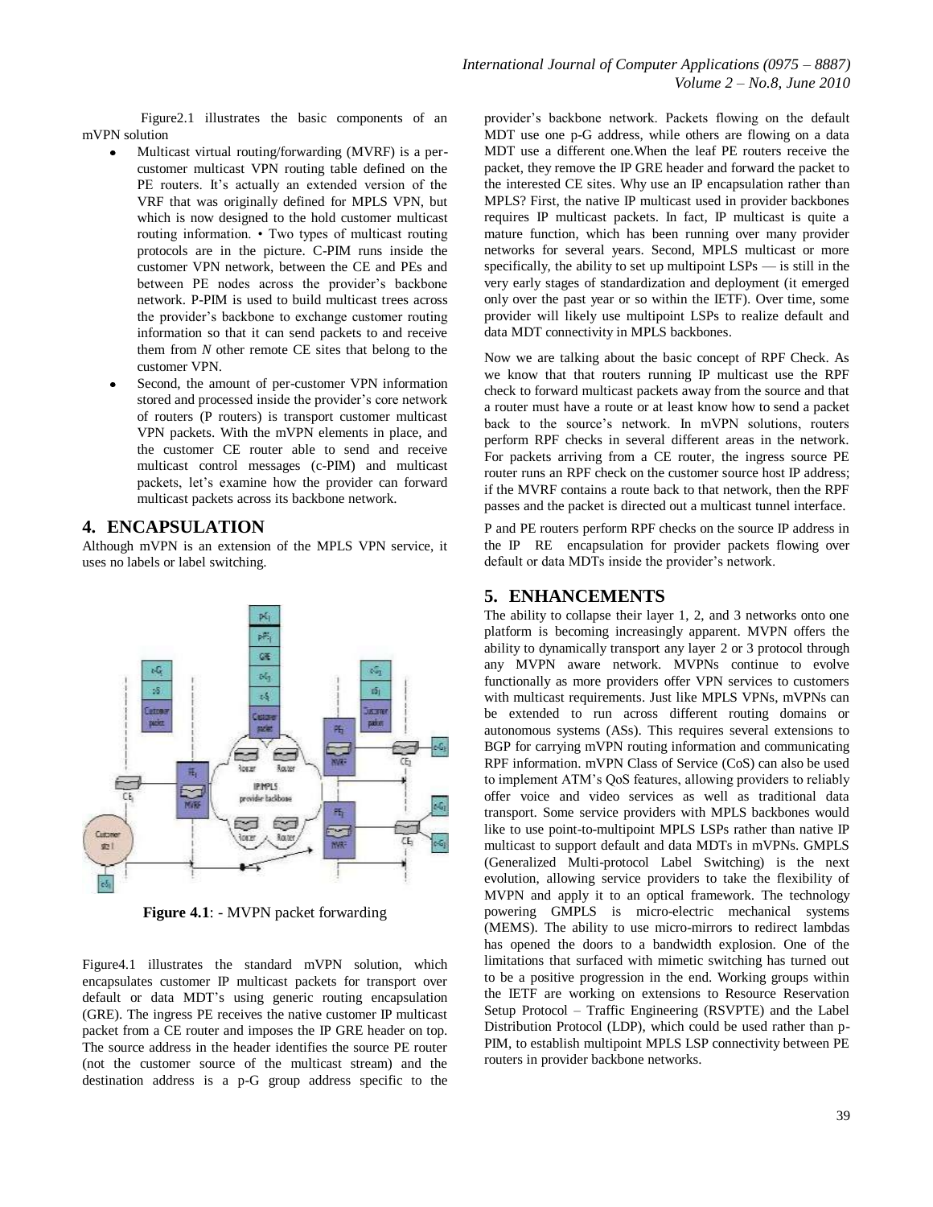Figure2.1 illustrates the basic components of an mVPN solution

- Multicast virtual routing/forwarding (MVRF) is a per-customer multicast VPN routing table defined on the PE routers. It's actually an extended version of the VRF that was originally defined for MPLS VPN, but which is now designed to the hold customer multicast routing information. • Two types of multicast routing protocols are in the picture. C-PIM runs inside the customer VPN network, between the CE and PEs and between PE nodes across the provider's backbone network. P-PIM is used to build multicast trees across the provider's backbone to exchange customer routing information so that it can send packets to and receive them from *N* other remote CE sites that belong to the customer VPN.
- Second, the amount of per-customer VPN information stored and processed inside the provider's core network of routers (P routers) is transport customer multicast VPN packets. With the mVPN elements in place, and the customer CE router able to send and receive multicast control messages (c-PIM) and multicast packets, let's examine how the provider can forward multicast packets across its backbone network.

## 4. ENCAPSULATION

Although mVPN is an extension of the MPLS VPN service, it uses no labels or label switching.

**Figure 4.1**: - MVPN packet forwarding

Figure4.1 illustrates the standard mVPN solution, which encapsulates customer IP multicast packets for transport over default or data MDT's using generic routing encapsulation (GRE). The ingress PE receives the native customer IP multicast packet from a CE router and imposes the IP GRE header on top. The source address in the header identifies the source PE router (not the customer source of the multicast stream) and the destination address is a p-G group address specific to the provider's backbone network. Packets flowing on the default MDT use one p-G address, while others are flowing on a data MDT use a different one.When the leaf PE routers receive the packet, they remove the IP GRE header and forward the packet to the interested CE sites. Why use an IP encapsulation rather than MPLS? First, the native IP multicast used in provider backbones requires IP multicast packets. In fact, IP multicast is quite a mature function, which has been running over many provider networks for several years. Second, MPLS multicast or more specifically, the ability to set up multipoint LSPs — is still in the very early stages of standardization and deployment (it emerged only over the past year or so within the IETF). Over time, some provider will likely use multipoint LSPs to realize default and data MDT connectivity in MPLS backbones.

Now we are talking about the basic concept of RPF Check. As we know that that routers running IP multicast use the RPF check to forward multicast packets away from the source and that a router must have a route or at least know how to send a packet back to the source's network. In mVPN solutions, routers perform RPF checks in several different areas in the network. For packets arriving from a CE router, the ingress source PE router runs an RPF check on the customer source host IP address; if the MVRF contains a route back to that network, then the RPF passes and the packet is directed out a multicast tunnel interface.

P and PE routers perform RPF checks on the source IP address in the IP RE encapsulation for provider packets flowing over default or data MDTs inside the provider's network.

## 5. ENHANCEMENTS

The ability to collapse their layer 1, 2, and 3 networks onto one platform is becoming increasingly apparent. MVPN offers the ability to dynamically transport any layer 2 or 3 protocol through any MVPN aware network. MVPNs continue to evolve functionally as more providers offer VPN services to customers with multicast requirements. Just like MPLS VPNs, mVPNs can be extended to run across different routing domains or autonomous systems (ASs). This requires several extensions to BGP for carrying mVPN routing information and communicating RPF information. mVPN Class of Service (CoS) can also be used to implement ATM's QoS features, allowing providers to reliably offer voice and video services as well as traditional data transport. Some service providers with MPLS backbones would like to use point-to-multipoint MPLS LSPs rather than native IP multicast to support default and data MDTs in mVPNs. GMPLS (Generalized Multi-protocol Label Switching) is the next evolution, allowing service providers to take the flexibility of MVPN and apply it to an optical framework. The technology powering GMPLS is micro-electric mechanical systems (MEMS). The ability to use micro-mirrors to redirect lambdas has opened the doors to a bandwidth explosion. One of the limitations that surfaced with mimetic switching has turned out to be a positive progression in the end. Working groups within the IETF are working on extensions to Resource Reservation Setup Protocol – Traffic Engineering (RSVPTE) and the Label Distribution Protocol (LDP), which could be used rather than p-PIM, to establish multipoint MPLS LSP connectivity between PE routers in provider backbone networks.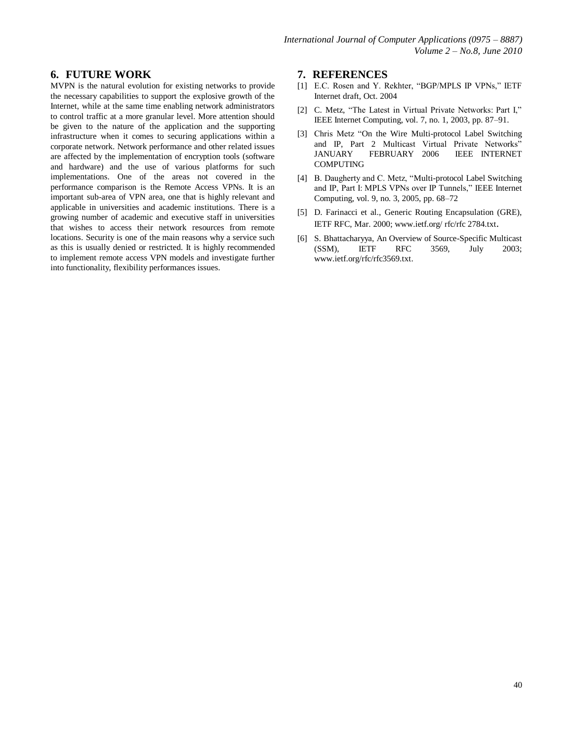## 6. FUTURE WORK

MVPN is the natural evolution for existing networks to provide the necessary capabilities to support the explosive growth of the Internet, while at the same time enabling network administrators to control traffic at a more granular level. More attention should be given to the nature of the application and the supporting infrastructure when it comes to securing applications within a corporate network. Network performance and other related issues are affected by the implementation of encryption tools (software and hardware) and the use of various platforms for such implementations. One of the areas not covered in the performance comparison is the Remote Access VPNs. It is an important sub-area of VPN area, one that is highly relevant and applicable in universities and academic institutions. There is a growing number of academic and executive staff in universities that wishes to access their network resources from remote locations. Security is one of the main reasons why a service such as this is usually denied or restricted. It is highly recommended to implement remote access VPN models and investigate further into functionality, flexibility performances issues.

## 7. REFERENCES

[1] E.C. Rosen and Y. Rekhter, "BGP/MPLS IP VPNs," IETF Internet draft, Oct. 2004

[2] C. Metz, "The Latest in Virtual Private Networks: Part I," IEEE Internet Computing, vol. 7, no. 1, 2003, pp. 87–91.

[3] Chris Metz "On the Wire Multi-protocol Label Switching and IP, Part 2 Multicast Virtual Private Networks" JANUARY FEBRUARY 2006 IEEE INTERNET COMPUTING

[4] B. Daugherty and C. Metz, "Multi-protocol Label Switching and IP, Part I: MPLS VPNs over IP Tunnels," IEEE Internet Computing, vol. 9, no. 3, 2005, pp. 68–72

[5] D. Farinacci et al., Generic Routing Encapsulation (GRE), IETF RFC, Mar. 2000; www.ietf.org/ rfc/rfc 2784.txt.

[6] S. Bhattacharyya, An Overview of Source-Specific Multicast (SSM), IETF RFC 3569, July 2003; www.ietf.org/rfc/rfc3569.txt.